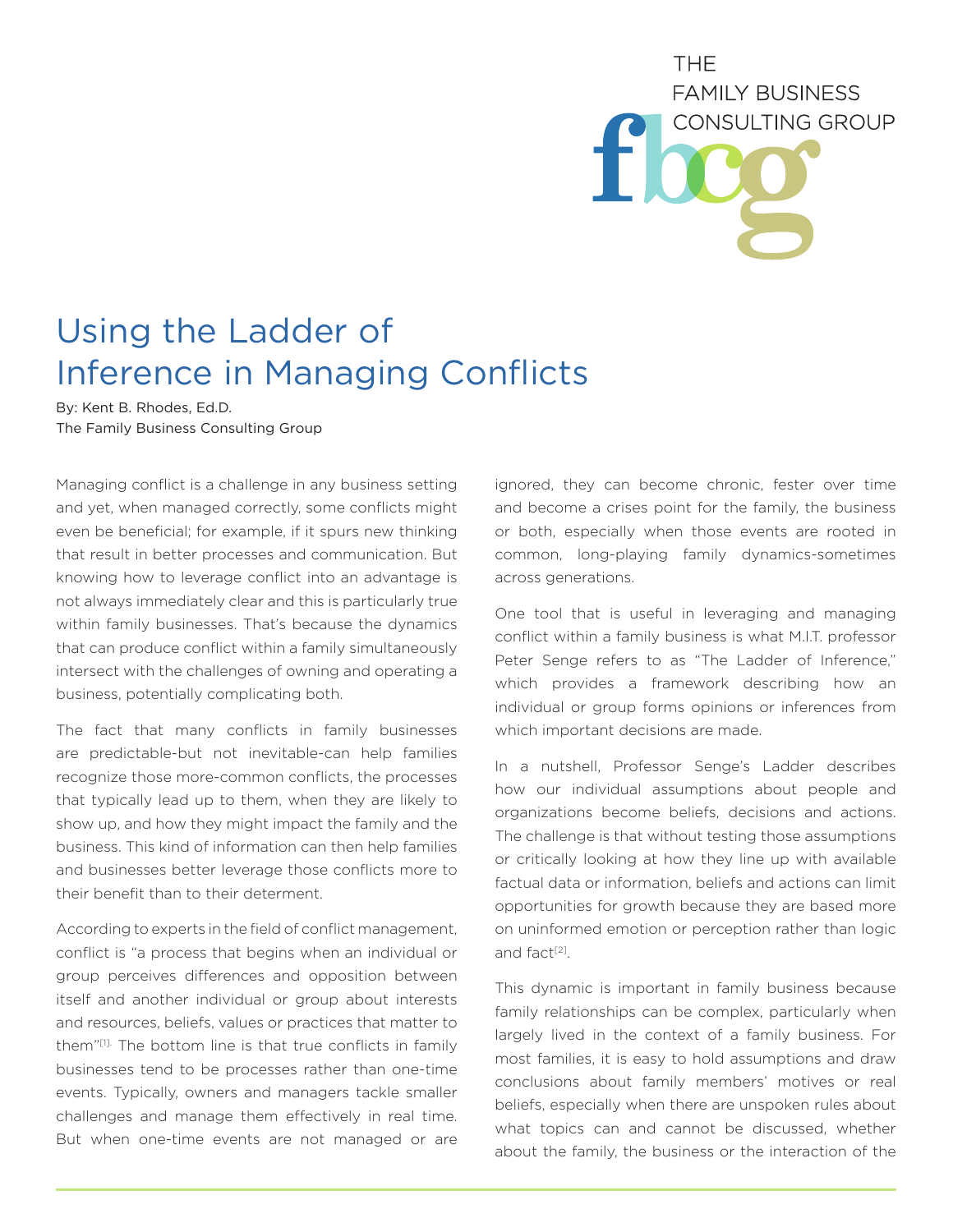THE FAMILY BUSINESS CONSULTING GROUP

# Using the Ladder of Inference in Managing Conflicts

By: Kent B. Rhodes, Ed.D.
The Family Business Consulting Group

Managing conflict is a challenge in any business setting and yet, when managed correctly, some conflicts might even be beneficial; for example, if it spurs new thinking that result in better processes and communication. But knowing how to leverage conflict into an advantage is not always immediately clear and this is particularly true within family businesses. That's because the dynamics that can produce conflict within a family simultaneously intersect with the challenges of owning and operating a business, potentially complicating both.

The fact that many conflicts in family businesses are predictable-but not inevitable-can help families recognize those more-common conflicts, the processes that typically lead up to them, when they are likely to show up, and how they might impact the family and the business. This kind of information can then help families and businesses better leverage those conflicts more to their benefit than to their determent.

According to experts in the field of conflict management, conflict is "a process that begins when an individual or group perceives differences and opposition between itself and another individual or group about interests and resources, beliefs, values or practices that matter to them"[1]. The bottom line is that true conflicts in family businesses tend to be processes rather than one-time events. Typically, owners and managers tackle smaller challenges and manage them effectively in real time. But when one-time events are not managed or are ignored, they can become chronic, fester over time and become a crises point for the family, the business or both, especially when those events are rooted in common, long-playing family dynamics-sometimes across generations.

One tool that is useful in leveraging and managing conflict within a family business is what M.I.T. professor Peter Senge refers to as "The Ladder of Inference," which provides a framework describing how an individual or group forms opinions or inferences from which important decisions are made.

In a nutshell, Professor Senge's Ladder describes how our individual assumptions about people and organizations become beliefs, decisions and actions. The challenge is that without testing those assumptions or critically looking at how they line up with available factual data or information, beliefs and actions can limit opportunities for growth because they are based more on uninformed emotion or perception rather than logic and fact[2].

This dynamic is important in family business because family relationships can be complex, particularly when largely lived in the context of a family business. For most families, it is easy to hold assumptions and draw conclusions about family members' motives or real beliefs, especially when there are unspoken rules about what topics can and cannot be discussed, whether about the family, the business or the interaction of the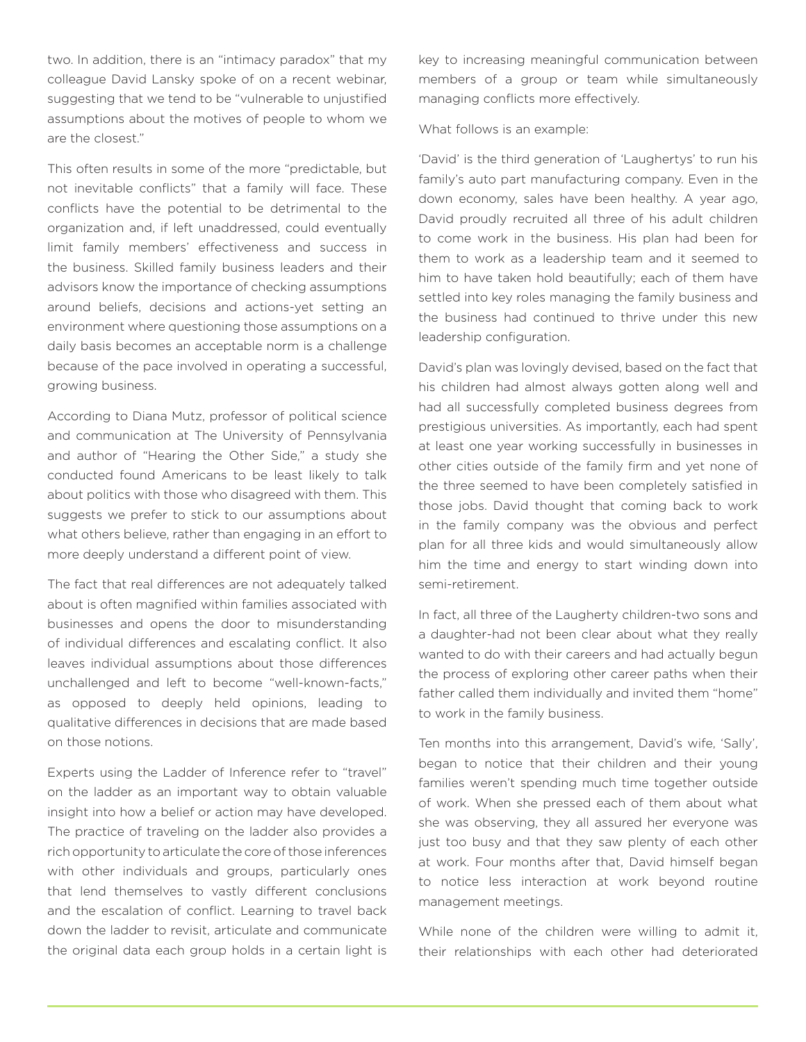two. In addition, there is an "intimacy paradox" that my colleague David Lansky spoke of on a recent webinar, suggesting that we tend to be "vulnerable to unjustified assumptions about the motives of people to whom we are the closest."

This often results in some of the more "predictable, but not inevitable conflicts" that a family will face. These conflicts have the potential to be detrimental to the organization and, if left unaddressed, could eventually limit family members' effectiveness and success in the business. Skilled family business leaders and their advisors know the importance of checking assumptions around beliefs, decisions and actions-yet setting an environment where questioning those assumptions on a daily basis becomes an acceptable norm is a challenge because of the pace involved in operating a successful, growing business.

According to Diana Mutz, professor of political science and communication at The University of Pennsylvania and author of "Hearing the Other Side," a study she conducted found Americans to be least likely to talk about politics with those who disagreed with them. This suggests we prefer to stick to our assumptions about what others believe, rather than engaging in an effort to more deeply understand a different point of view.

The fact that real differences are not adequately talked about is often magnified within families associated with businesses and opens the door to misunderstanding of individual differences and escalating conflict. It also leaves individual assumptions about those differences unchallenged and left to become "well-known-facts," as opposed to deeply held opinions, leading to qualitative differences in decisions that are made based on those notions.

Experts using the Ladder of Inference refer to "travel" on the ladder as an important way to obtain valuable insight into how a belief or action may have developed. The practice of traveling on the ladder also provides a rich opportunity to articulate the core of those inferences with other individuals and groups, particularly ones that lend themselves to vastly different conclusions and the escalation of conflict. Learning to travel back down the ladder to revisit, articulate and communicate the original data each group holds in a certain light is key to increasing meaningful communication between members of a group or team while simultaneously managing conflicts more effectively.

What follows is an example:

'David' is the third generation of 'Laughertys' to run his family's auto part manufacturing company. Even in the down economy, sales have been healthy. A year ago, David proudly recruited all three of his adult children to come work in the business. His plan had been for them to work as a leadership team and it seemed to him to have taken hold beautifully; each of them have settled into key roles managing the family business and the business had continued to thrive under this new leadership configuration.

David's plan was lovingly devised, based on the fact that his children had almost always gotten along well and had all successfully completed business degrees from prestigious universities. As importantly, each had spent at least one year working successfully in businesses in other cities outside of the family firm and yet none of the three seemed to have been completely satisfied in those jobs. David thought that coming back to work in the family company was the obvious and perfect plan for all three kids and would simultaneously allow him the time and energy to start winding down into semi-retirement.

In fact, all three of the Laugherty children-two sons and a daughter-had not been clear about what they really wanted to do with their careers and had actually begun the process of exploring other career paths when their father called them individually and invited them "home" to work in the family business.

Ten months into this arrangement, David's wife, 'Sally', began to notice that their children and their young families weren't spending much time together outside of work. When she pressed each of them about what she was observing, they all assured her everyone was just too busy and that they saw plenty of each other at work. Four months after that, David himself began to notice less interaction at work beyond routine management meetings.

While none of the children were willing to admit it, their relationships with each other had deteriorated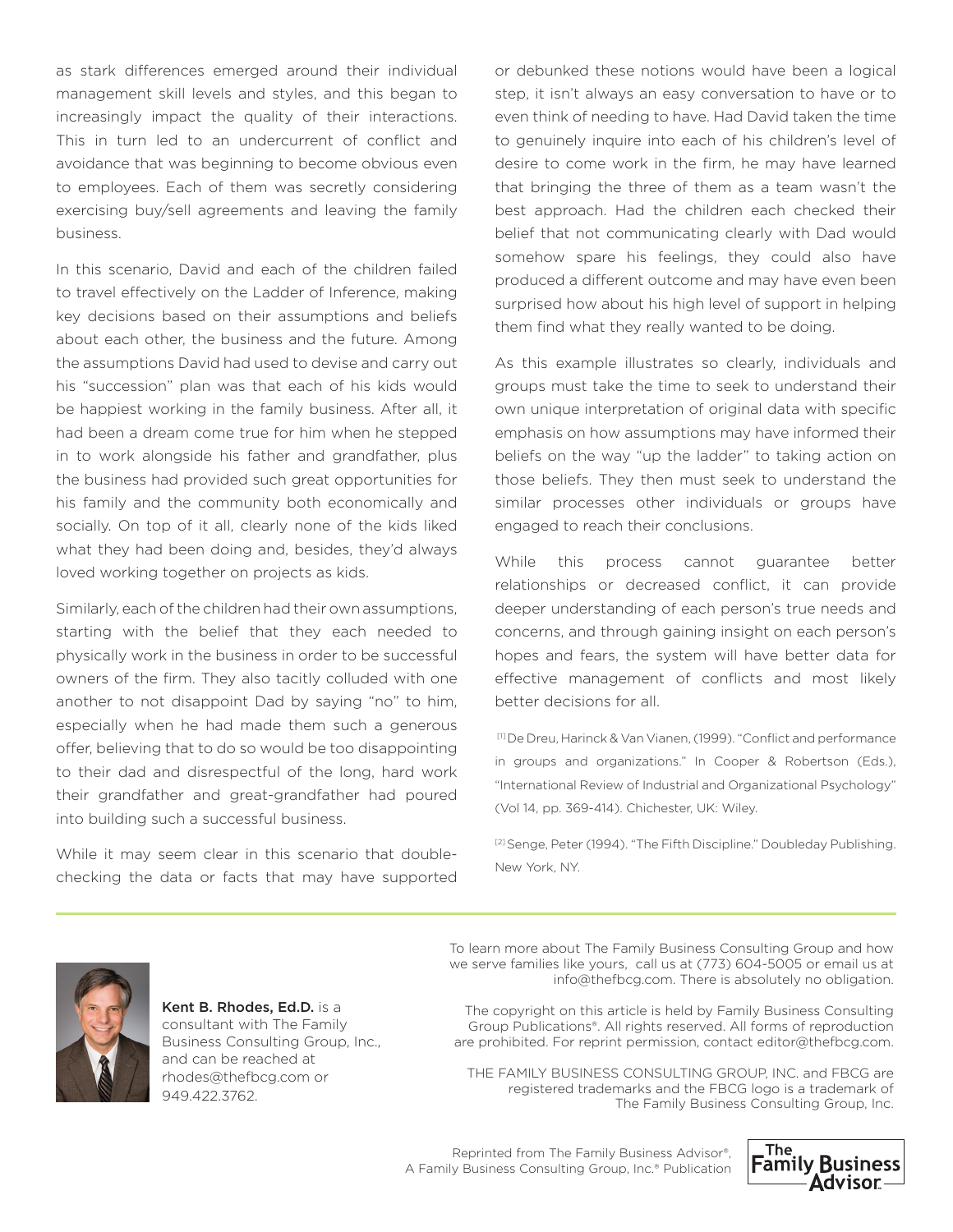as stark differences emerged around their individual management skill levels and styles, and this began to increasingly impact the quality of their interactions. This in turn led to an undercurrent of conflict and avoidance that was beginning to become obvious even to employees. Each of them was secretly considering exercising buy/sell agreements and leaving the family business.

In this scenario, David and each of the children failed to travel effectively on the Ladder of Inference, making key decisions based on their assumptions and beliefs about each other, the business and the future. Among the assumptions David had used to devise and carry out his "succession" plan was that each of his kids would be happiest working in the family business. After all, it had been a dream come true for him when he stepped in to work alongside his father and grandfather, plus the business had provided such great opportunities for his family and the community both economically and socially. On top of it all, clearly none of the kids liked what they had been doing and, besides, they'd always loved working together on projects as kids.

Similarly, each of the children had their own assumptions, starting with the belief that they each needed to physically work in the business in order to be successful owners of the firm. They also tacitly colluded with one another to not disappoint Dad by saying "no" to him, especially when he had made them such a generous offer, believing that to do so would be too disappointing to their dad and disrespectful of the long, hard work their grandfather and great-grandfather had poured into building such a successful business.

While it may seem clear in this scenario that double-checking the data or facts that may have supported or debunked these notions would have been a logical step, it isn't always an easy conversation to have or to even think of needing to have. Had David taken the time to genuinely inquire into each of his children's level of desire to come work in the firm, he may have learned that bringing the three of them as a team wasn't the best approach. Had the children each checked their belief that not communicating clearly with Dad would somehow spare his feelings, they could also have produced a different outcome and may have even been surprised how about his high level of support in helping them find what they really wanted to be doing.

As this example illustrates so clearly, individuals and groups must take the time to seek to understand their own unique interpretation of original data with specific emphasis on how assumptions may have informed their beliefs on the way "up the ladder" to taking action on those beliefs. They then must seek to understand the similar processes other individuals or groups have engaged to reach their conclusions.

While this process cannot guarantee better relationships or decreased conflict, it can provide deeper understanding of each person's true needs and concerns, and through gaining insight on each person's hopes and fears, the system will have better data for effective management of conflicts and most likely better decisions for all.

[1] De Dreu, Harinck & Van Vianen, (1999). "Conflict and performance in groups and organizations." In Cooper & Robertson (Eds.), "International Review of Industrial and Organizational Psychology" (Vol 14, pp. 369-414). Chichester, UK: Wiley.

[2] Senge, Peter (1994). "The Fifth Discipline." Doubleday Publishing. New York, NY.

---

**Kent B. Rhodes, Ed.D.** is a consultant with The Family Business Consulting Group, Inc., and can be reached at rhodes@thefbcg.com or 949.422.3762.

To learn more about The Family Business Consulting Group and how we serve families like yours, call us at (773) 604-5005 or email us at info@thefbcg.com. There is absolutely no obligation.

The copyright on this article is held by Family Business Consulting Group Publications®. All rights reserved. All forms of reproduction are prohibited. For reprint permission, contact editor@thefbcg.com.

THE FAMILY BUSINESS CONSULTING GROUP, INC. and FBCG are registered trademarks and the FBCG logo is a trademark of The Family Business Consulting Group, Inc.

Reprinted from The Family Business Advisor®, A Family Business Consulting Group, Inc.® Publication

The Family Business Advisor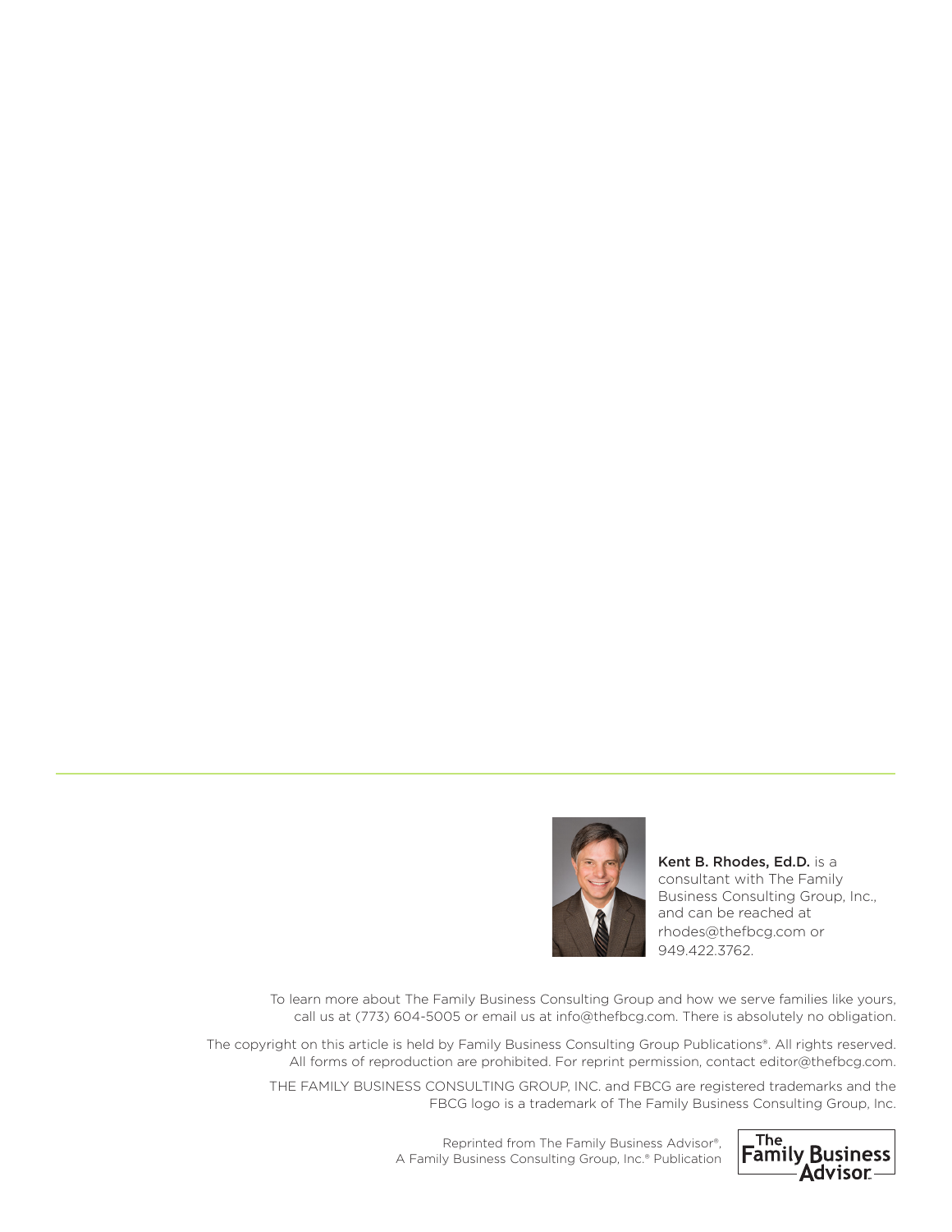**Kent B. Rhodes, Ed.D.** is a consultant with The Family Business Consulting Group, Inc., and can be reached at rhodes@thefbcg.com or 949.422.3762.

To learn more about The Family Business Consulting Group and how we serve families like yours, call us at (773) 604-5005 or email us at info@thefbcg.com. There is absolutely no obligation.

The copyright on this article is held by Family Business Consulting Group Publications®. All rights reserved. All forms of reproduction are prohibited. For reprint permission, contact editor@thefbcg.com.

THE FAMILY BUSINESS CONSULTING GROUP, INC. and FBCG are registered trademarks and the FBCG logo is a trademark of The Family Business Consulting Group, Inc.

Reprinted from The Family Business Advisor®, A Family Business Consulting Group, Inc.® Publication

The Family Business Advisor